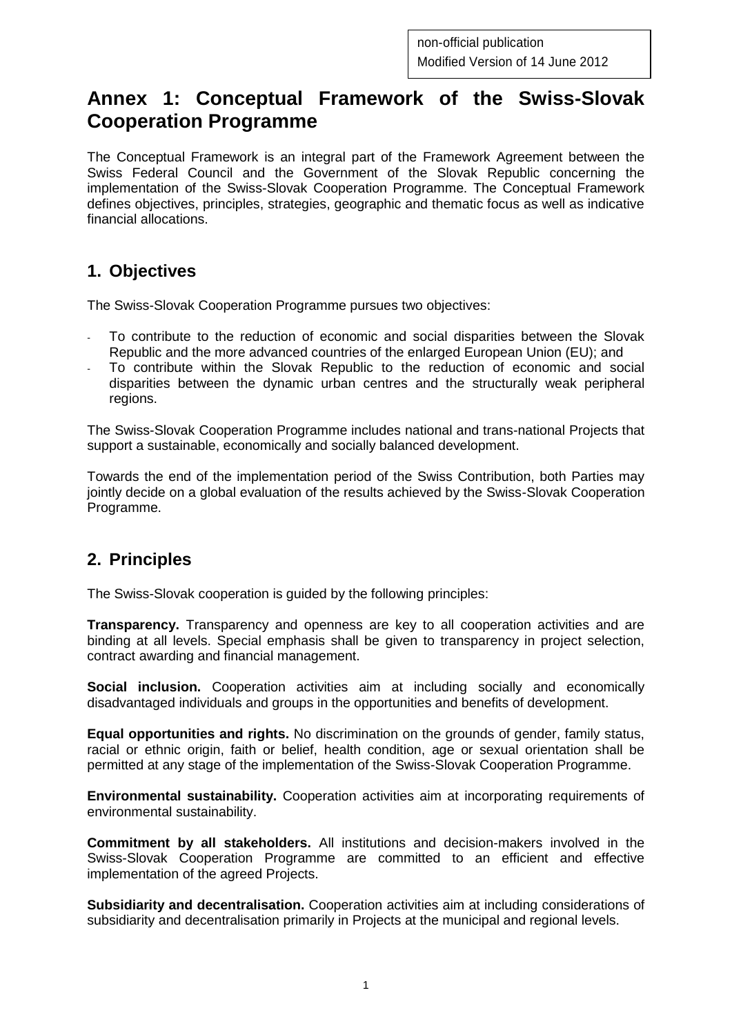non-official publication
Modified Version of 14 June 2012

# Annex 1: Conceptual Framework of the Swiss-Slovak Cooperation Programme

The Conceptual Framework is an integral part of the Framework Agreement between the Swiss Federal Council and the Government of the Slovak Republic concerning the implementation of the Swiss-Slovak Cooperation Programme. The Conceptual Framework defines objectives, principles, strategies, geographic and thematic focus as well as indicative financial allocations.

## 1. Objectives

The Swiss-Slovak Cooperation Programme pursues two objectives:

- To contribute to the reduction of economic and social disparities between the Slovak Republic and the more advanced countries of the enlarged European Union (EU); and
- To contribute within the Slovak Republic to the reduction of economic and social disparities between the dynamic urban centres and the structurally weak peripheral regions.

The Swiss-Slovak Cooperation Programme includes national and trans-national Projects that support a sustainable, economically and socially balanced development.

Towards the end of the implementation period of the Swiss Contribution, both Parties may jointly decide on a global evaluation of the results achieved by the Swiss-Slovak Cooperation Programme.

## 2. Principles

The Swiss-Slovak cooperation is guided by the following principles:

**Transparency.** Transparency and openness are key to all cooperation activities and are binding at all levels. Special emphasis shall be given to transparency in project selection, contract awarding and financial management.

**Social inclusion.** Cooperation activities aim at including socially and economically disadvantaged individuals and groups in the opportunities and benefits of development.

**Equal opportunities and rights.** No discrimination on the grounds of gender, family status, racial or ethnic origin, faith or belief, health condition, age or sexual orientation shall be permitted at any stage of the implementation of the Swiss-Slovak Cooperation Programme.

**Environmental sustainability.** Cooperation activities aim at incorporating requirements of environmental sustainability.

**Commitment by all stakeholders.** All institutions and decision-makers involved in the Swiss-Slovak Cooperation Programme are committed to an efficient and effective implementation of the agreed Projects.

**Subsidiarity and decentralisation.** Cooperation activities aim at including considerations of subsidiarity and decentralisation primarily in Projects at the municipal and regional levels.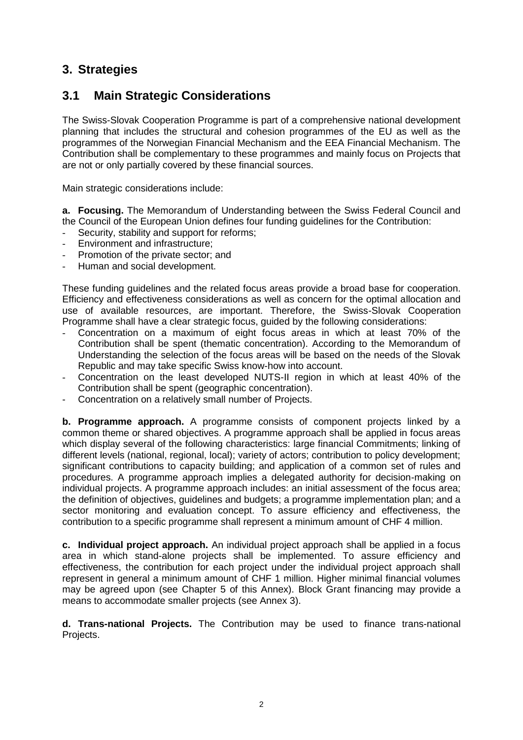# 3. Strategies

## 3.1 Main Strategic Considerations

The Swiss-Slovak Cooperation Programme is part of a comprehensive national development planning that includes the structural and cohesion programmes of the EU as well as the programmes of the Norwegian Financial Mechanism and the EEA Financial Mechanism. The Contribution shall be complementary to these programmes and mainly focus on Projects that are not or only partially covered by these financial sources.

Main strategic considerations include:

**a. Focusing.** The Memorandum of Understanding between the Swiss Federal Council and the Council of the European Union defines four funding guidelines for the Contribution:

- Security, stability and support for reforms;
- Environment and infrastructure;
- Promotion of the private sector; and
- Human and social development.

These funding guidelines and the related focus areas provide a broad base for cooperation. Efficiency and effectiveness considerations as well as concern for the optimal allocation and use of available resources, are important. Therefore, the Swiss-Slovak Cooperation Programme shall have a clear strategic focus, guided by the following considerations:

- Concentration on a maximum of eight focus areas in which at least 70% of the Contribution shall be spent (thematic concentration). According to the Memorandum of Understanding the selection of the focus areas will be based on the needs of the Slovak Republic and may take specific Swiss know-how into account.
- Concentration on the least developed NUTS-II region in which at least 40% of the Contribution shall be spent (geographic concentration).
- Concentration on a relatively small number of Projects.

**b. Programme approach.** A programme consists of component projects linked by a common theme or shared objectives. A programme approach shall be applied in focus areas which display several of the following characteristics: large financial Commitments; linking of different levels (national, regional, local); variety of actors; contribution to policy development; significant contributions to capacity building; and application of a common set of rules and procedures. A programme approach implies a delegated authority for decision-making on individual projects. A programme approach includes: an initial assessment of the focus area; the definition of objectives, guidelines and budgets; a programme implementation plan; and a sector monitoring and evaluation concept. To assure efficiency and effectiveness, the contribution to a specific programme shall represent a minimum amount of CHF 4 million.

**c. Individual project approach.** An individual project approach shall be applied in a focus area in which stand-alone projects shall be implemented. To assure efficiency and effectiveness, the contribution for each project under the individual project approach shall represent in general a minimum amount of CHF 1 million. Higher minimal financial volumes may be agreed upon (see Chapter 5 of this Annex). Block Grant financing may provide a means to accommodate smaller projects (see Annex 3).

**d. Trans-national Projects.** The Contribution may be used to finance trans-national Projects.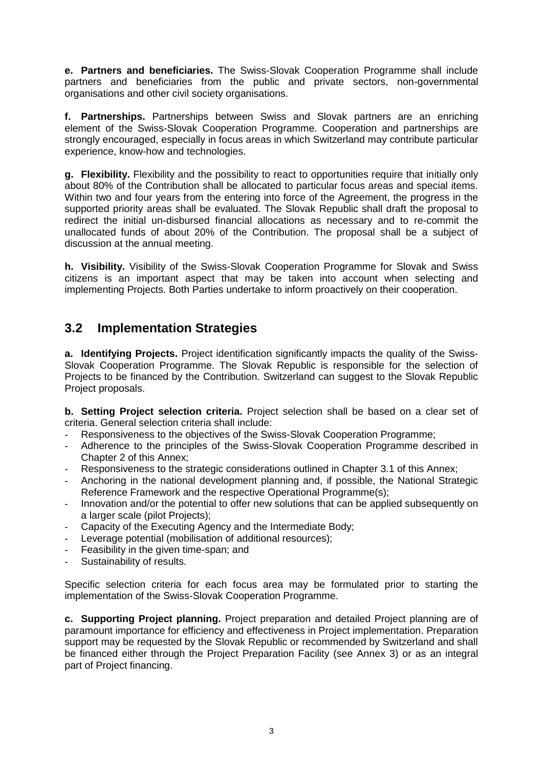**e. Partners and beneficiaries.** The Swiss-Slovak Cooperation Programme shall include partners and beneficiaries from the public and private sectors, non-governmental organisations and other civil society organisations.

**f. Partnerships.** Partnerships between Swiss and Slovak partners are an enriching element of the Swiss-Slovak Cooperation Programme. Cooperation and partnerships are strongly encouraged, especially in focus areas in which Switzerland may contribute particular experience, know-how and technologies.

**g. Flexibility.** Flexibility and the possibility to react to opportunities require that initially only about 80% of the Contribution shall be allocated to particular focus areas and special items. Within two and four years from the entering into force of the Agreement, the progress in the supported priority areas shall be evaluated. The Slovak Republic shall draft the proposal to redirect the initial un-disbursed financial allocations as necessary and to re-commit the unallocated funds of about 20% of the Contribution. The proposal shall be a subject of discussion at the annual meeting.

**h. Visibility.** Visibility of the Swiss-Slovak Cooperation Programme for Slovak and Swiss citizens is an important aspect that may be taken into account when selecting and implementing Projects. Both Parties undertake to inform proactively on their cooperation.

## 3.2 Implementation Strategies

**a. Identifying Projects.** Project identification significantly impacts the quality of the Swiss-Slovak Cooperation Programme. The Slovak Republic is responsible for the selection of Projects to be financed by the Contribution. Switzerland can suggest to the Slovak Republic Project proposals.

**b. Setting Project selection criteria.** Project selection shall be based on a clear set of criteria. General selection criteria shall include:

- Responsiveness to the objectives of the Swiss-Slovak Cooperation Programme;
- Adherence to the principles of the Swiss-Slovak Cooperation Programme described in Chapter 2 of this Annex;
- Responsiveness to the strategic considerations outlined in Chapter 3.1 of this Annex;
- Anchoring in the national development planning and, if possible, the National Strategic Reference Framework and the respective Operational Programme(s);
- Innovation and/or the potential to offer new solutions that can be applied subsequently on a larger scale (pilot Projects);
- Capacity of the Executing Agency and the Intermediate Body;
- Leverage potential (mobilisation of additional resources);
- Feasibility in the given time-span; and
- Sustainability of results.

Specific selection criteria for each focus area may be formulated prior to starting the implementation of the Swiss-Slovak Cooperation Programme.

**c. Supporting Project planning.** Project preparation and detailed Project planning are of paramount importance for efficiency and effectiveness in Project implementation. Preparation support may be requested by the Slovak Republic or recommended by Switzerland and shall be financed either through the Project Preparation Facility (see Annex 3) or as an integral part of Project financing.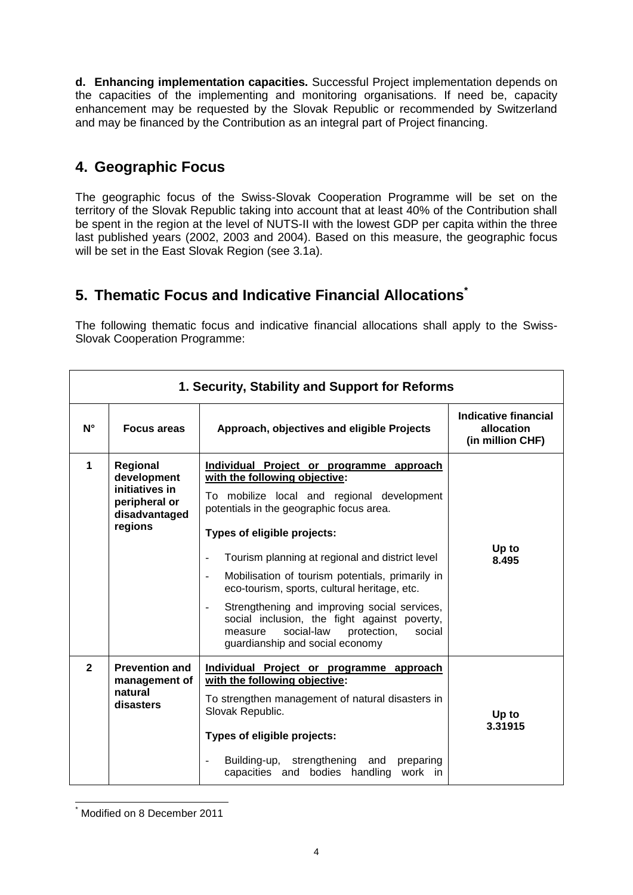**d. Enhancing implementation capacities.** Successful Project implementation depends on the capacities of the implementing and monitoring organisations. If need be, capacity enhancement may be requested by the Slovak Republic or recommended by Switzerland and may be financed by the Contribution as an integral part of Project financing.

## 4. Geographic Focus

The geographic focus of the Swiss-Slovak Cooperation Programme will be set on the territory of the Slovak Republic taking into account that at least 40% of the Contribution shall be spent in the region at the level of NUTS-II with the lowest GDP per capita within the three last published years (2002, 2003 and 2004). Based on this measure, the geographic focus will be set in the East Slovak Region (see 3.1a).

## 5. Thematic Focus and Indicative Financial Allocations*

The following thematic focus and indicative financial allocations shall apply to the Swiss-Slovak Cooperation Programme:

| **1. Security, Stability and Support for Reforms** | | | |
|---|---|---|---|
| **N°** | **Focus areas** | **Approach, objectives and eligible Projects** | **Indicative financial allocation (in million CHF)** |
| **1** | **Regional development initiatives in peripheral or disadvantaged regions** | <u>**Individual Project or programme approach with the following objective:**</u><br>To mobilize local and regional development potentials in the geographic focus area.<br>**Types of eligible projects:**<br>- Tourism planning at regional and district level<br>- Mobilisation of tourism potentials, primarily in eco-tourism, sports, cultural heritage, etc.<br>- Strengthening and improving social services, social inclusion, the fight against poverty, measure social-law protection, social guardianship and social economy | **Up to 8.495** |
| **2** | **Prevention and management of natural disasters** | <u>**Individual Project or programme approach with the following objective:**</u><br>To strengthen management of natural disasters in Slovak Republic.<br>**Types of eligible projects:**<br>- Building-up, strengthening and preparing capacities and bodies handling work in | **Up to 3.31915** |

* Modified on 8 December 2011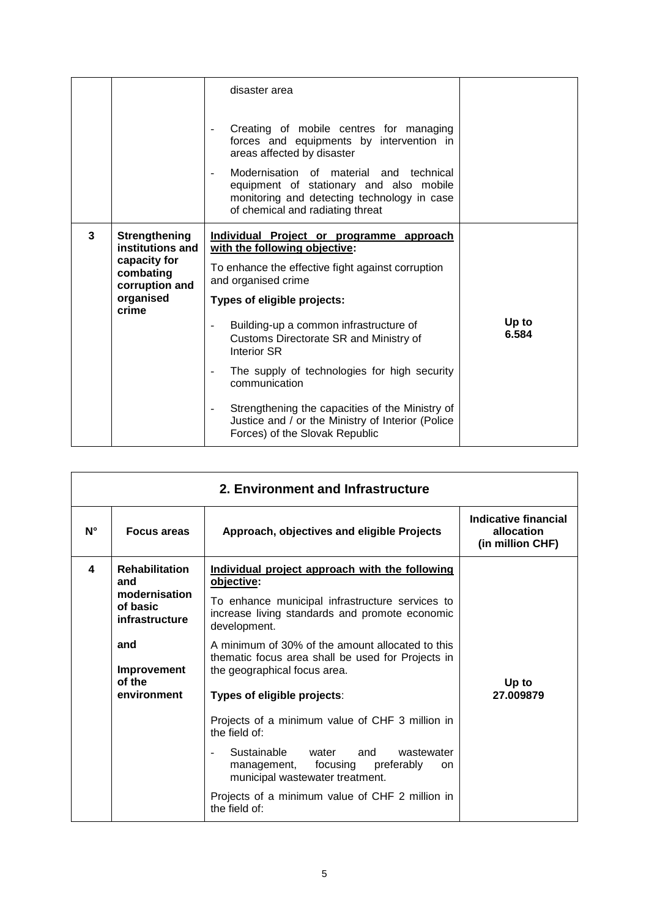| | | disaster area<br><br>- Creating of mobile centres for managing forces and equipments by intervention in areas affected by disaster<br>- Modernisation of material and technical equipment of stationary and also mobile monitoring and detecting technology in case of chemical and radiating threat | |
|---|---|---|---|
| **3** | **Strengthening institutions and capacity for combating corruption and organised crime** | <u>**Individual Project or programme approach with the following objective:**</u><br><br>To enhance the effective fight against corruption and organised crime<br><br>**Types of eligible projects:**<br><br>- Building-up a common infrastructure of Customs Directorate SR and Ministry of Interior SR<br>- The supply of technologies for high security communication<br>- Strengthening the capacities of the Ministry of Justice and / or the Ministry of Interior (Police Forces) of the Slovak Republic | **Up to 6.584** |

| **2. Environment and Infrastructure** | | | |
|---|---|---|---|
| **N°** | **Focus areas** | **Approach, objectives and eligible Projects** | **Indicative financial allocation (in million CHF)** |
| **4** | **Rehabilitation and modernisation of basic infrastructure**<br><br>**and**<br><br>**Improvement of the environment** | <u>**Individual project approach with the following objective:**</u><br><br>To enhance municipal infrastructure services to increase living standards and promote economic development.<br><br>A minimum of 30% of the amount allocated to this thematic focus area shall be used for Projects in the geographical focus area.<br><br>**Types of eligible projects**:<br><br>Projects of a minimum value of CHF 3 million in the field of:<br><br>- Sustainable water and wastewater management, focusing preferably on municipal wastewater treatment.<br><br>Projects of a minimum value of CHF 2 million in the field of: | **Up to 27.009879** |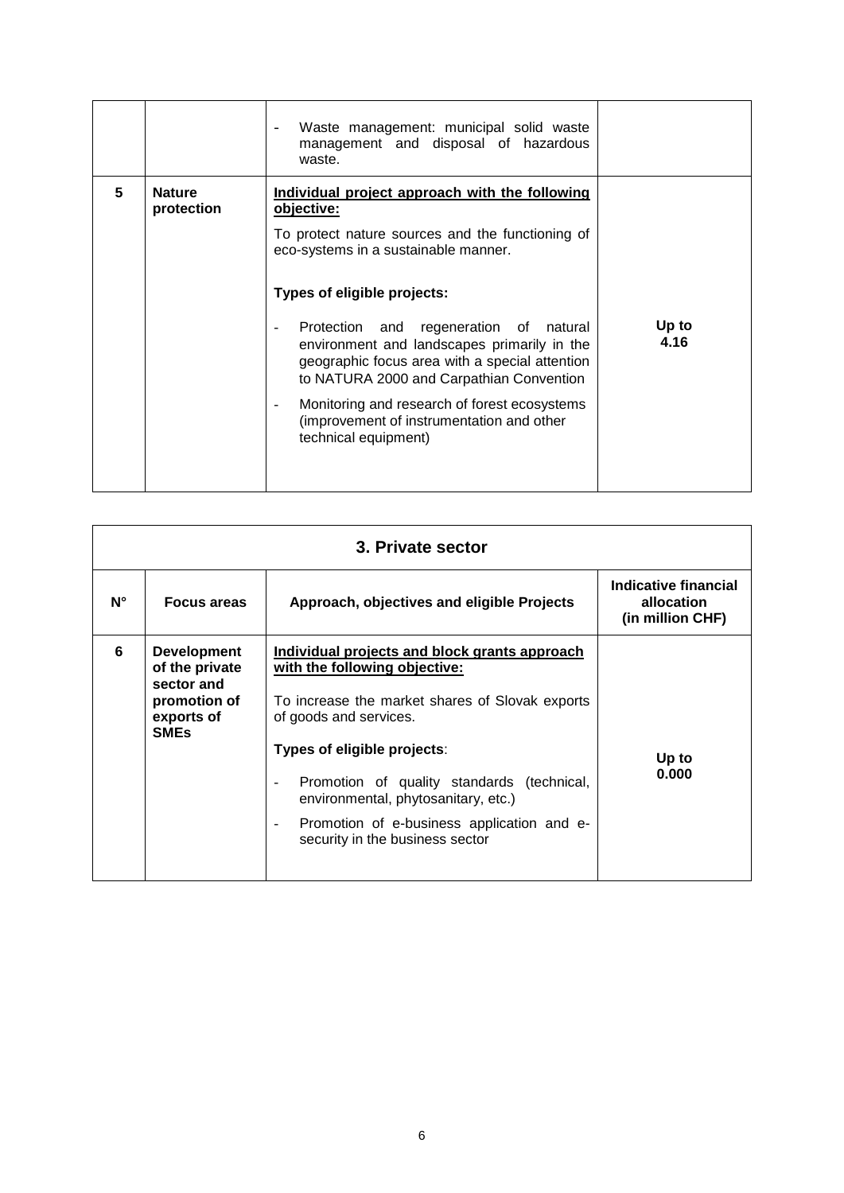| | | Approach, objectives and eligible Projects | Indicative financial allocation (in million CHF) |
|---|---|---|---|
| | | - Waste management: municipal solid waste management and disposal of hazardous waste. | |
| **5** | **Nature protection** | <u>**Individual project approach with the following objective:**</u><br><br>To protect nature sources and the functioning of eco-systems in a sustainable manner.<br><br>**Types of eligible projects:**<br><br>- Protection and regeneration of natural environment and landscapes primarily in the geographic focus area with a special attention to NATURA 2000 and Carpathian Convention<br>- Monitoring and research of forest ecosystems (improvement of instrumentation and other technical equipment) | **Up to 4.16** |

| **3. Private sector** | | | |
|---|---|---|---|
| **N°** | **Focus areas** | **Approach, objectives and eligible Projects** | **Indicative financial allocation (in million CHF)** |
| **6** | **Development of the private sector and promotion of exports of SMEs** | <u>**Individual projects and block grants approach with the following objective:**</u><br><br>To increase the market shares of Slovak exports of goods and services.<br><br>**Types of eligible projects**:<br><br>- Promotion of quality standards (technical, environmental, phytosanitary, etc.)<br>- Promotion of e-business application and e-security in the business sector | **Up to 0.000** |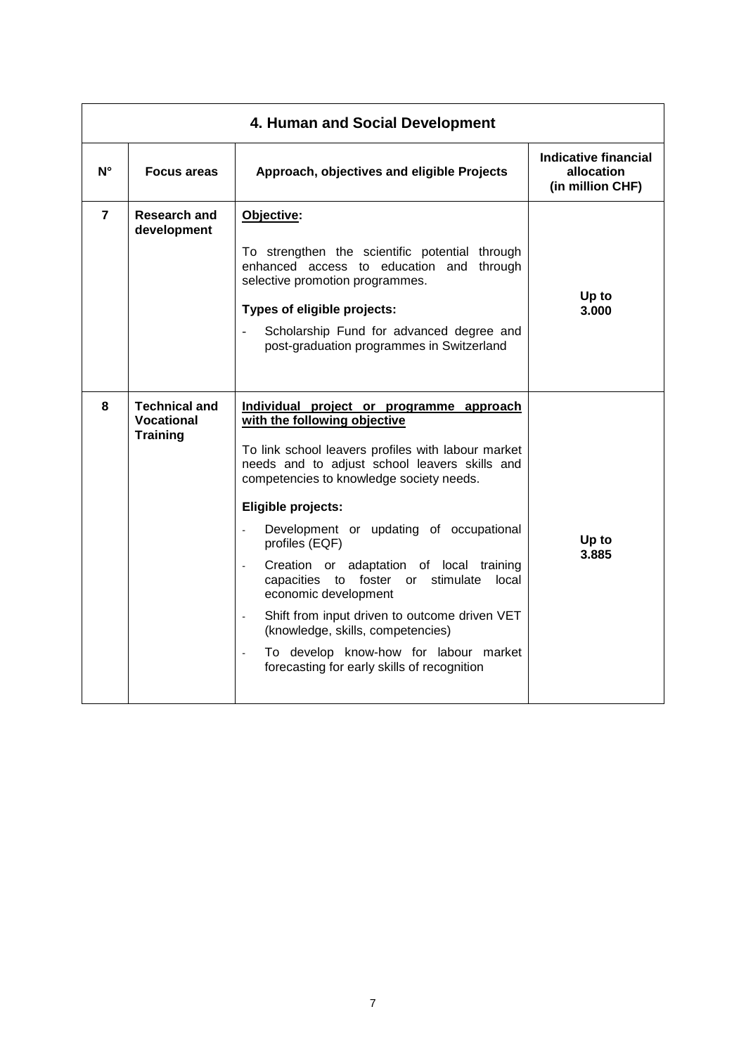| 4. Human and Social Development | | | |
|---|---|---|---|
| **N°** | **Focus areas** | **Approach, objectives and eligible Projects** | **Indicative financial allocation (in million CHF)** |
| **7** | **Research and development** | **<u>Objective</u>:**<br><br>To strengthen the scientific potential through enhanced access to education and through selective promotion programmes.<br><br>**Types of eligible projects:**<br><br>- Scholarship Fund for advanced degree and post-graduation programmes in Switzerland | **Up to 3.000** |
| **8** | **Technical and Vocational Training** | **<u>Individual project or programme approach with the following objective</u>**<br><br>To link school leavers profiles with labour market needs and to adjust school leavers skills and competencies to knowledge society needs.<br><br>**Eligible projects:**<br><br>- Development or updating of occupational profiles (EQF)<br>- Creation or adaptation of local training capacities to foster or stimulate local economic development<br>- Shift from input driven to outcome driven VET (knowledge, skills, competencies)<br>- To develop know-how for labour market forecasting for early skills of recognition | **Up to 3.885** |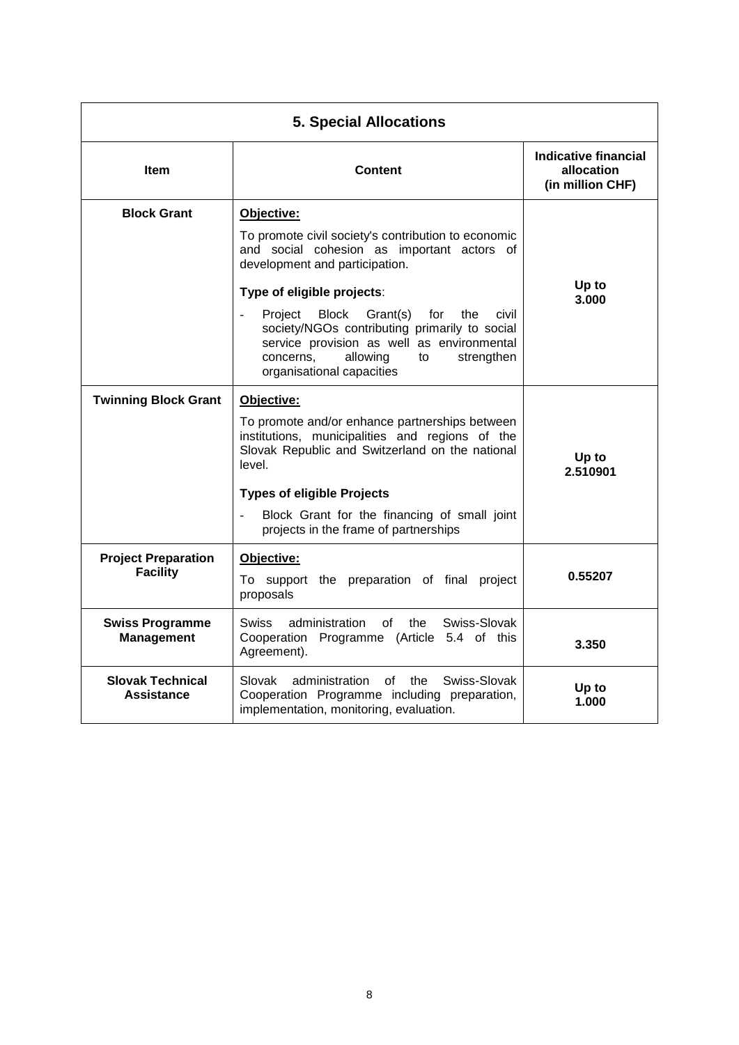| 5. Special Allocations | | |
|---|---|---|
| **Item** | **Content** | **Indicative financial allocation (in million CHF)** |
| **Block Grant** | **Objective:**<br>To promote civil society's contribution to economic and social cohesion as important actors of development and participation.<br>**Type of eligible projects**:<br>- Project Block Grant(s) for the civil society/NGOs contributing primarily to social service provision as well as environmental concerns, allowing to strengthen organisational capacities | **Up to 3.000** |
| **Twinning Block Grant** | **Objective:**<br>To promote and/or enhance partnerships between institutions, municipalities and regions of the Slovak Republic and Switzerland on the national level.<br>**Types of eligible Projects**<br>- Block Grant for the financing of small joint projects in the frame of partnerships | **Up to 2.510901** |
| **Project Preparation Facility** | **Objective:**<br>To support the preparation of final project proposals | **0.55207** |
| **Swiss Programme Management** | Swiss administration of the Swiss-Slovak Cooperation Programme (Article 5.4 of this Agreement). | **3.350** |
| **Slovak Technical Assistance** | Slovak administration of the Swiss-Slovak Cooperation Programme including preparation, implementation, monitoring, evaluation. | **Up to 1.000** |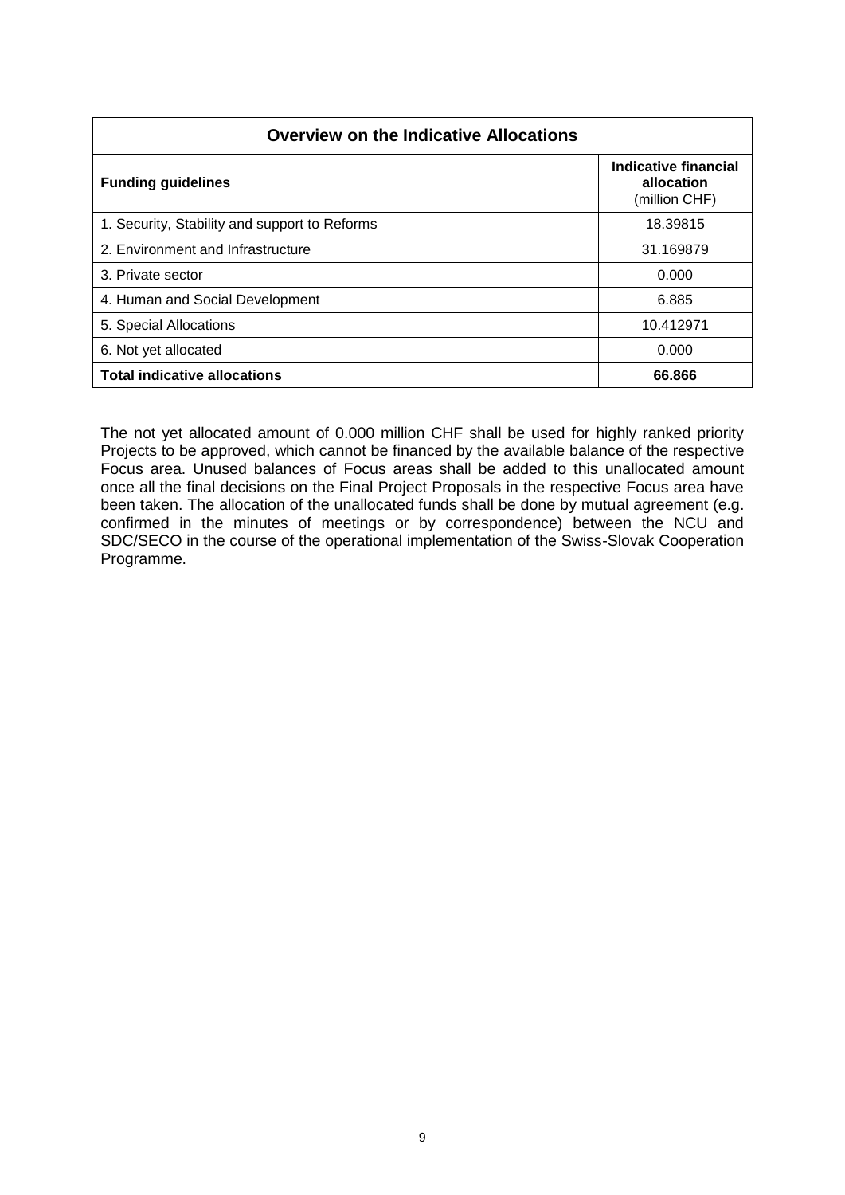| Overview on the Indicative Allocations | |
|---|---|
| **Funding guidelines** | **Indicative financial allocation** (million CHF) |
| 1. Security, Stability and support to Reforms | 18.39815 |
| 2. Environment and Infrastructure | 31.169879 |
| 3. Private sector | 0.000 |
| 4. Human and Social Development | 6.885 |
| 5. Special Allocations | 10.412971 |
| 6. Not yet allocated | 0.000 |
| **Total indicative allocations** | **66.866** |

The not yet allocated amount of 0.000 million CHF shall be used for highly ranked priority Projects to be approved, which cannot be financed by the available balance of the respective Focus area. Unused balances of Focus areas shall be added to this unallocated amount once all the final decisions on the Final Project Proposals in the respective Focus area have been taken. The allocation of the unallocated funds shall be done by mutual agreement (e.g. confirmed in the minutes of meetings or by correspondence) between the NCU and SDC/SECO in the course of the operational implementation of the Swiss-Slovak Cooperation Programme.